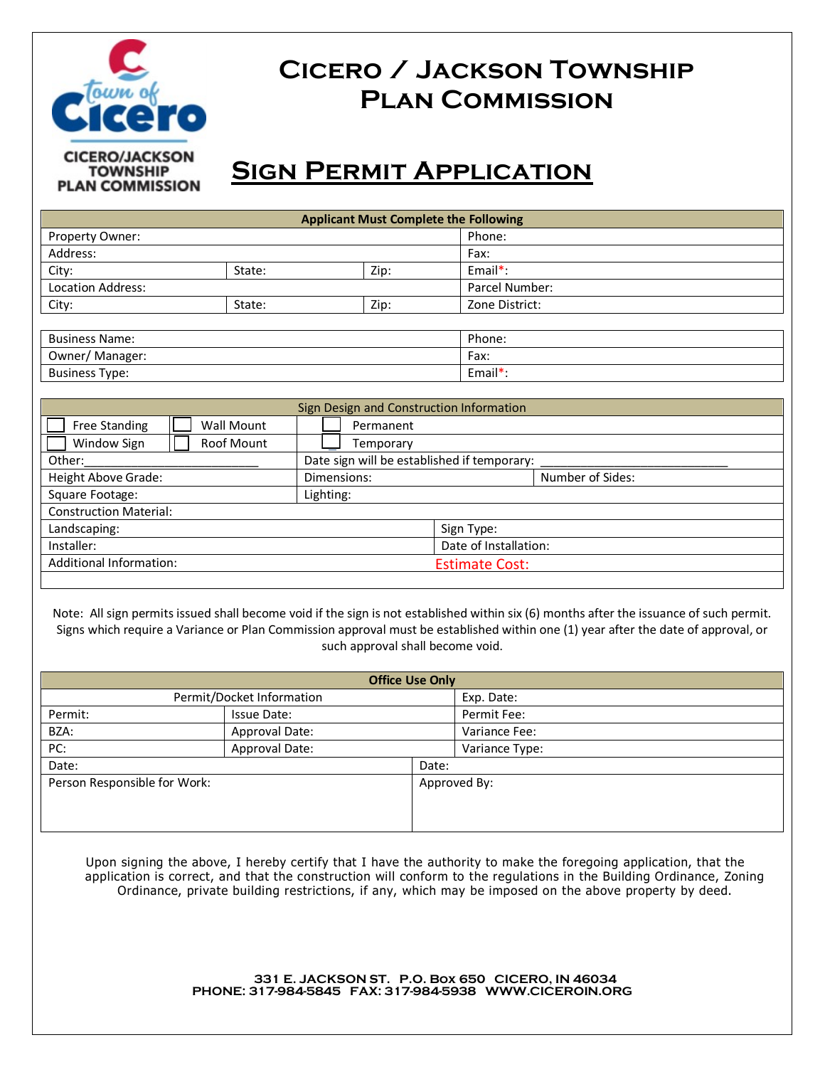# Cicero / Jackson Township Plan Commission

CICERO/JACKSON TOWNSHIP PLAN COMMISSION

## Sign Permit Application

| Applicant Must Complete the Following | | | |
|---|---|---|---|
| Property Owner: | | | Phone: |
| Address: | | | Fax: |
| City: | State: | Zip: | Email*: |
| Location Address: | | | Parcel Number: |
| City: | State: | Zip: | Zone District: |

| | |
|---|---|
| Business Name: | Phone: |
| Owner/ Manager: | Fax: |
| Business Type: | Email*: |

| Sign Design and Construction Information | | | |
|---|---|---|---|
| ☐ Free Standing | ☐ Wall Mount | ☐ Permanent | |
| ☐ Window Sign | ☐ Roof Mount | ☐ Temporary | |
| Other:___________________________ | | Date sign will be established if temporary: ___________________________ | |
| Height Above Grade: | | Dimensions: | Number of Sides: |
| Square Footage: | | Lighting: | |
| Construction Material: | | | |
| Landscaping: | | Sign Type: | |
| Installer: | | Date of Installation: | |
| Additional Information: | | Estimate Cost: | |

Note: All sign permits issued shall become void if the sign is not established within six (6) months after the issuance of such permit. Signs which require a Variance or Plan Commission approval must be established within one (1) year after the date of approval, or such approval shall become void.

| Office Use Only | | |
|---|---|---|
| Permit/Docket Information | | Exp. Date: |
| Permit: | Issue Date: | Permit Fee: |
| BZA: | Approval Date: | Variance Fee: |
| PC: | Approval Date: | Variance Type: |
| Date: | | Date: |
| Person Responsible for Work: | | Approved By: |

Upon signing the above, I hereby certify that I have the authority to make the foregoing application, that the application is correct, and that the construction will conform to the regulations in the Building Ordinance, Zoning Ordinance, private building restrictions, if any, which may be imposed on the above property by deed.

331 E. JACKSON ST. P.O. Box 650 CICERO, IN 46034
PHONE: 317-984-5845 FAX: 317-984-5938 WWW.CICEROIN.ORG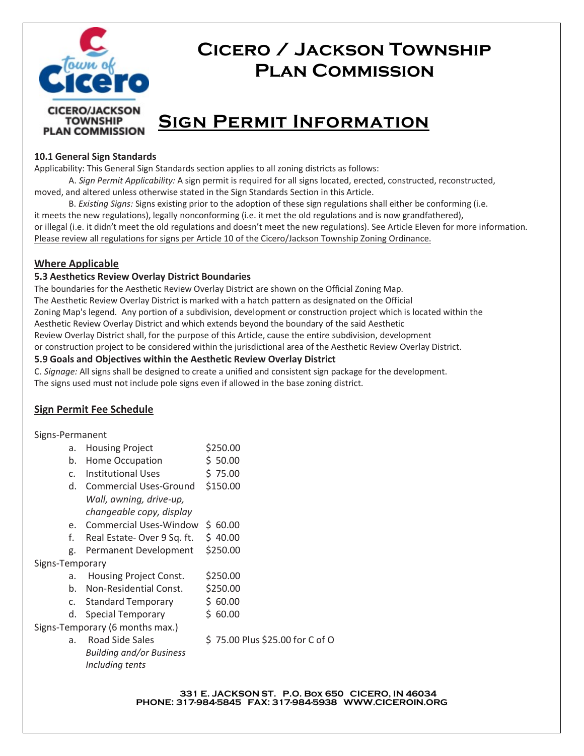# Cicero / Jackson Township Plan Commission

CICERO/JACKSON TOWNSHIP PLAN COMMISSION

## Sign Permit Information

**10.1 General Sign Standards**

Applicability: This General Sign Standards section applies to all zoning districts as follows:

A. *Sign Permit Applicability:* A sign permit is required for all signs located, erected, constructed, reconstructed, moved, and altered unless otherwise stated in the Sign Standards Section in this Article.

B. *Existing Signs:* Signs existing prior to the adoption of these sign regulations shall either be conforming (i.e. it meets the new regulations), legally nonconforming (i.e. it met the old regulations and is now grandfathered), or illegal (i.e. it didn't meet the old regulations and doesn't meet the new regulations). See Article Eleven for more information. Please review all regulations for signs per Article 10 of the Cicero/Jackson Township Zoning Ordinance.

### Where Applicable

**5.3 Aesthetics Review Overlay District Boundaries**

The boundaries for the Aesthetic Review Overlay District are shown on the Official Zoning Map. The Aesthetic Review Overlay District is marked with a hatch pattern as designated on the Official Zoning Map's legend. Any portion of a subdivision, development or construction project which is located within the Aesthetic Review Overlay District and which extends beyond the boundary of the said Aesthetic Review Overlay District shall, for the purpose of this Article, cause the entire subdivision, development or construction project to be considered within the jurisdictional area of the Aesthetic Review Overlay District.

**5.9 Goals and Objectives within the Aesthetic Review Overlay District**

C. *Signage:* All signs shall be designed to create a unified and consistent sign package for the development. The signs used must not include pole signs even if allowed in the base zoning district.

### Sign Permit Fee Schedule

Signs-Permanent

| | | |
|---|---|---|
| a. | Housing Project | $250.00 |
| b. | Home Occupation | $ 50.00 |
| c. | Institutional Uses | $ 75.00 |
| d. | Commercial Uses-Ground *Wall, awning, drive-up, changeable copy, display* | $150.00 |
| e. | Commercial Uses-Window | $ 60.00 |
| f. | Real Estate- Over 9 Sq. ft. | $ 40.00 |
| g. | Permanent Development | $250.00 |

Signs-Temporary

| | | |
|---|---|---|
| a. | Housing Project Const. | $250.00 |
| b. | Non-Residential Const. | $250.00 |
| c. | Standard Temporary | $ 60.00 |
| d. | Special Temporary | $ 60.00 |

Signs-Temporary (6 months max.)

| | | |
|---|---|---|
| a. | Road Side Sales *Building and/or Business Including tents* | $ 75.00 Plus $25.00 for C of O |

331 E. JACKSON ST. P.O. Box 650 CICERO, IN 46034
PHONE: 317-984-5845 FAX: 317-984-5938 WWW.CICEROIN.ORG